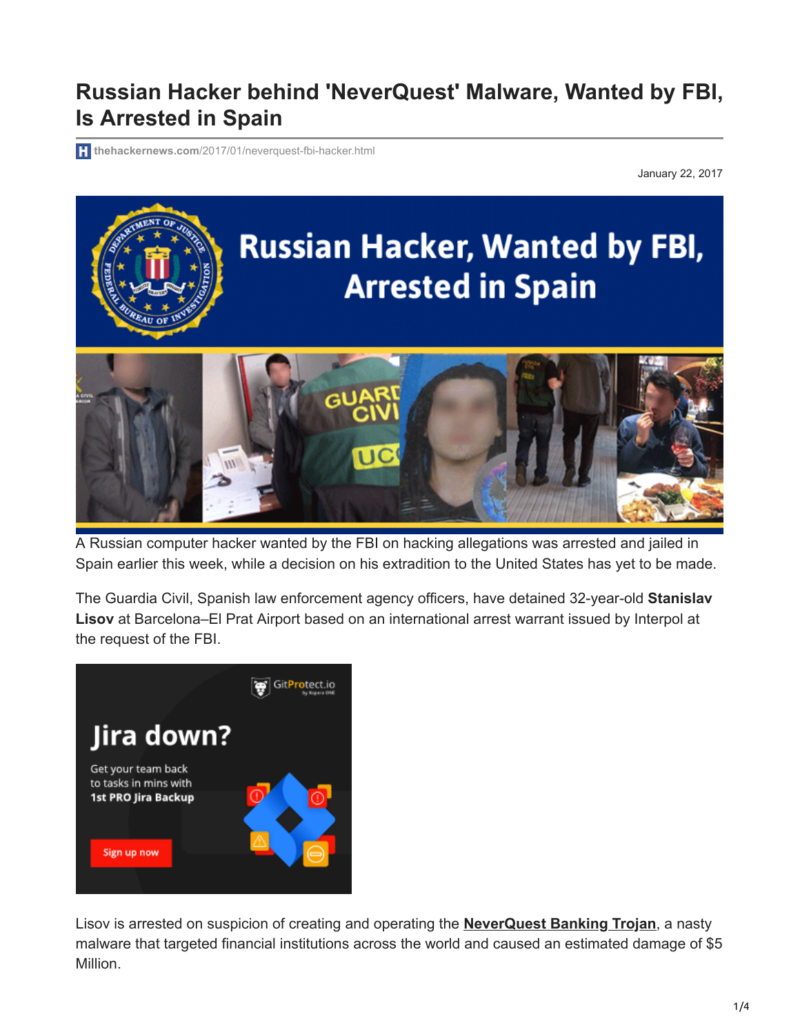# Russian Hacker behind 'NeverQuest' Malware, Wanted by FBI, Is Arrested in Spain

thehackernews.com/2017/01/neverquest-fbi-hacker.html

January 22, 2017

A Russian computer hacker wanted by the FBI on hacking allegations was arrested and jailed in Spain earlier this week, while a decision on his extradition to the United States has yet to be made.

The Guardia Civil, Spanish law enforcement agency officers, have detained 32-year-old **Stanislav Lisov** at Barcelona–El Prat Airport based on an international arrest warrant issued by Interpol at the request of the FBI.

Lisov is arrested on suspicion of creating and operating the **NeverQuest Banking Trojan**, a nasty malware that targeted financial institutions across the world and caused an estimated damage of $5 Million.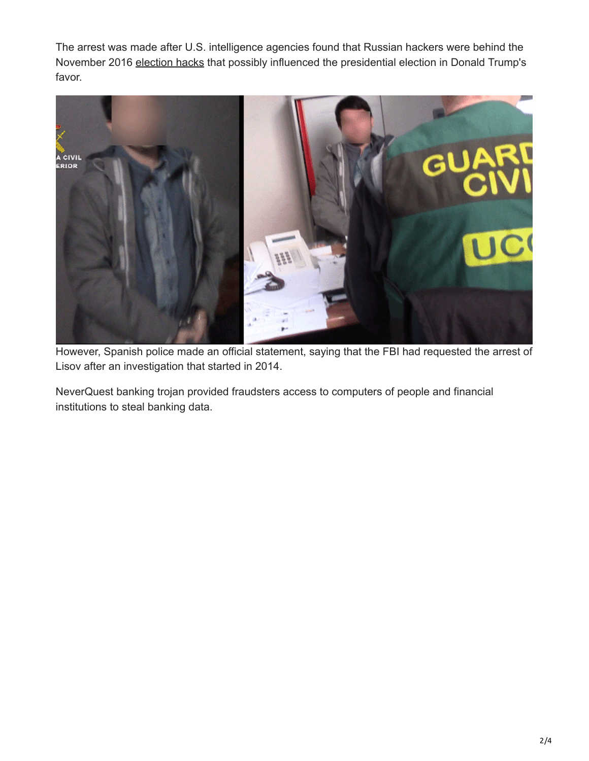The arrest was made after U.S. intelligence agencies found that Russian hackers were behind the November 2016 election hacks that possibly influenced the presidential election in Donald Trump's favor.

However, Spanish police made an official statement, saying that the FBI had requested the arrest of Lisov after an investigation that started in 2014.

NeverQuest banking trojan provided fraudsters access to computers of people and financial institutions to steal banking data.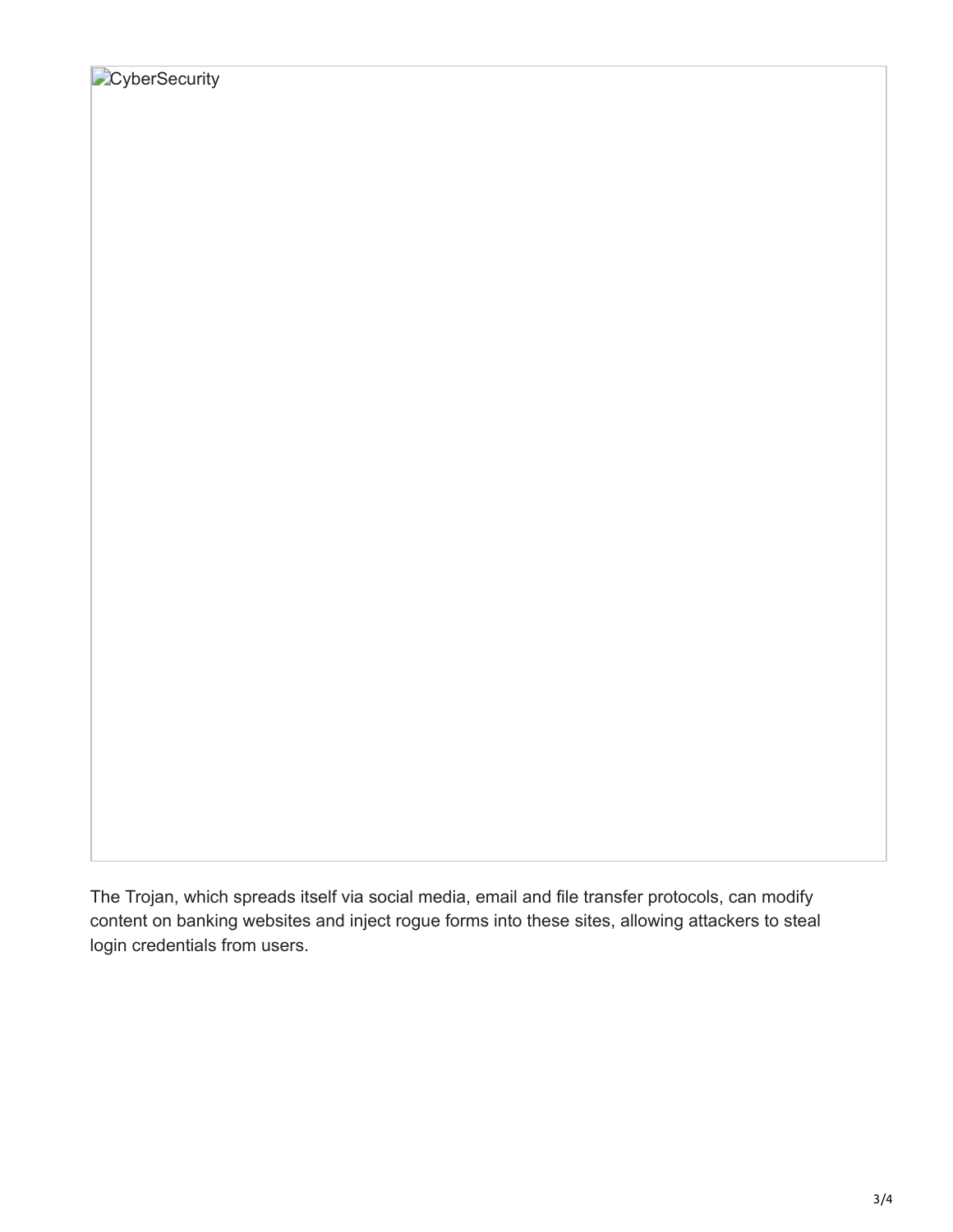![CyberSecurity]

The Trojan, which spreads itself via social media, email and file transfer protocols, can modify content on banking websites and inject rogue forms into these sites, allowing attackers to steal login credentials from users.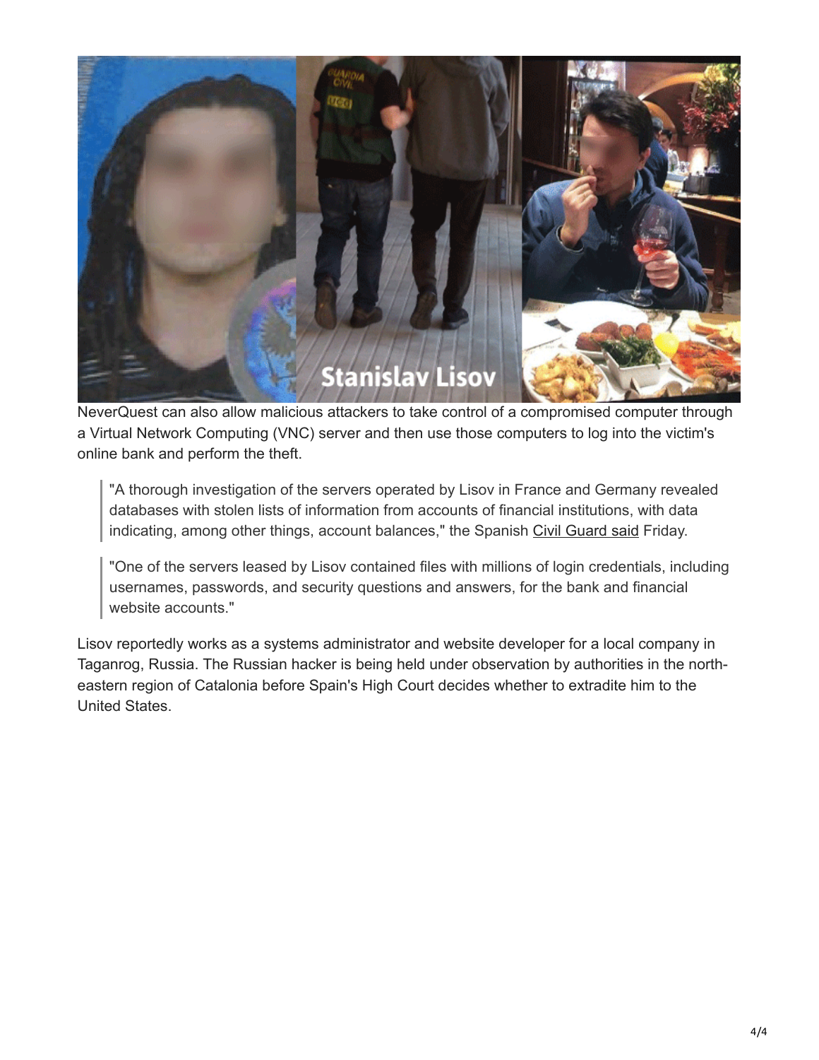NeverQuest can also allow malicious attackers to take control of a compromised computer through a Virtual Network Computing (VNC) server and then use those computers to log into the victim's online bank and perform the theft.

> "A thorough investigation of the servers operated by Lisov in France and Germany revealed databases with stolen lists of information from accounts of financial institutions, with data indicating, among other things, account balances," the Spanish Civil Guard said Friday.

> "One of the servers leased by Lisov contained files with millions of login credentials, including usernames, passwords, and security questions and answers, for the bank and financial website accounts."

Lisov reportedly works as a systems administrator and website developer for a local company in Taganrog, Russia. The Russian hacker is being held under observation by authorities in the north-eastern region of Catalonia before Spain's High Court decides whether to extradite him to the United States.